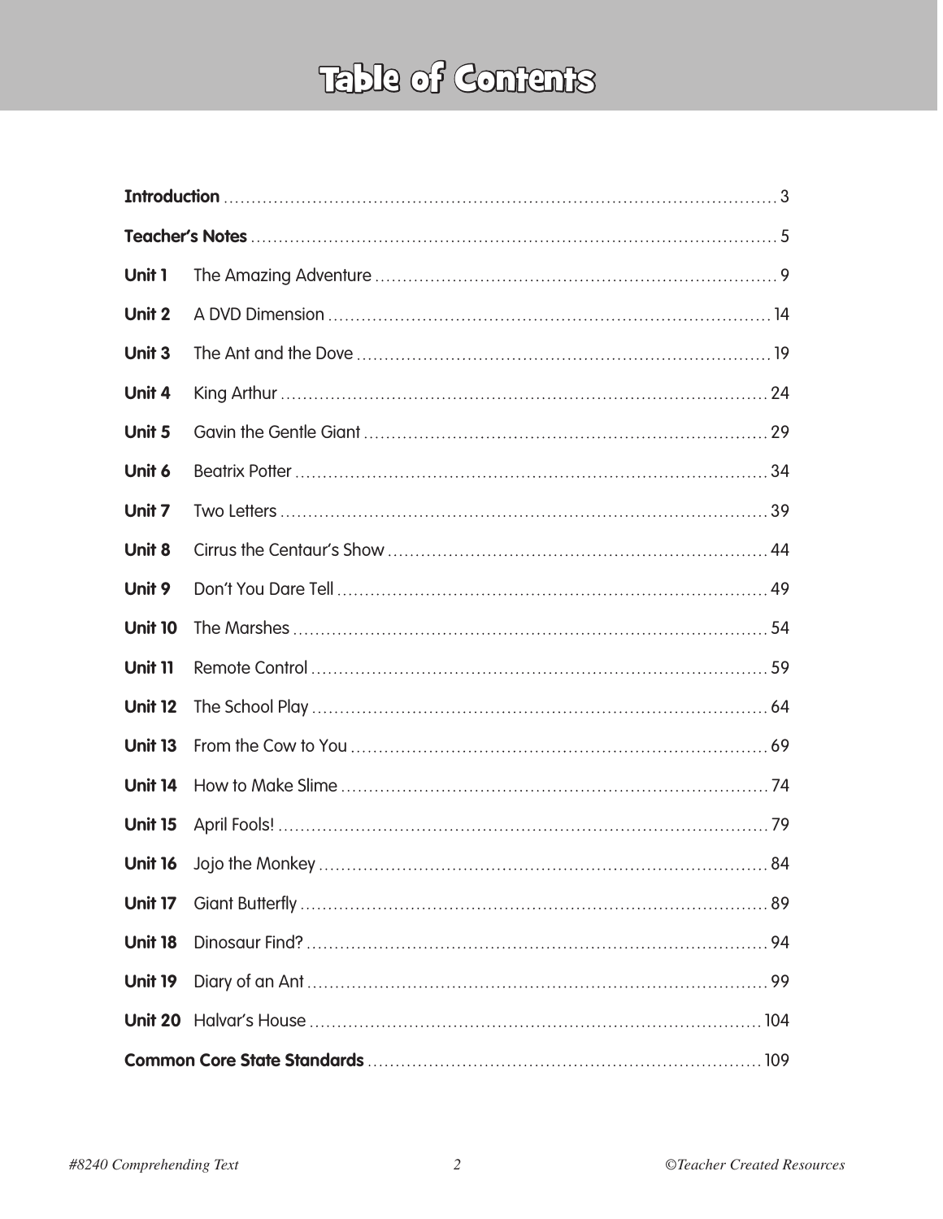# Table of Contents

| | | |
|---|---|---|
| **Introduction** | | 3 |
| **Teacher's Notes** | | 5 |
| **Unit 1** | The Amazing Adventure | 9 |
| **Unit 2** | A DVD Dimension | 14 |
| **Unit 3** | The Ant and the Dove | 19 |
| **Unit 4** | King Arthur | 24 |
| **Unit 5** | Gavin the Gentle Giant | 29 |
| **Unit 6** | Beatrix Potter | 34 |
| **Unit 7** | Two Letters | 39 |
| **Unit 8** | Cirrus the Centaur's Show | 44 |
| **Unit 9** | Don't You Dare Tell | 49 |
| **Unit 10** | The Marshes | 54 |
| **Unit 11** | Remote Control | 59 |
| **Unit 12** | The School Play | 64 |
| **Unit 13** | From the Cow to You | 69 |
| **Unit 14** | How to Make Slime | 74 |
| **Unit 15** | April Fools! | 79 |
| **Unit 16** | Jojo the Monkey | 84 |
| **Unit 17** | Giant Butterfly | 89 |
| **Unit 18** | Dinosaur Find? | 94 |
| **Unit 19** | Diary of an Ant | 99 |
| **Unit 20** | Halvar's House | 104 |
| **Common Core State Standards** | | 109 |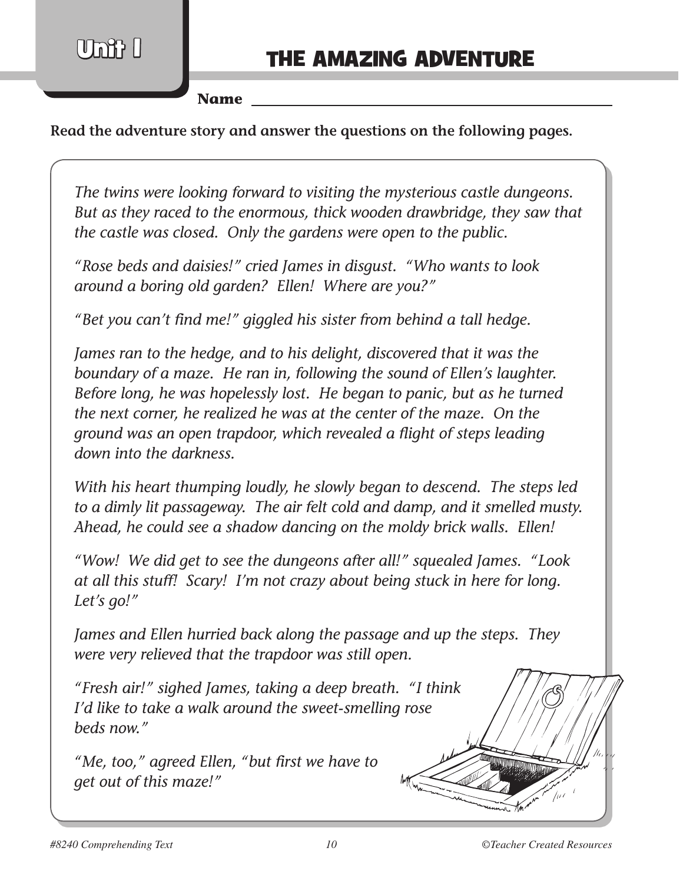Unit I

# THE AMAZING ADVENTURE

**Name** ____________________________________________

**Read the adventure story and answer the questions on the following pages.**

*The twins were looking forward to visiting the mysterious castle dungeons. But as they raced to the enormous, thick wooden drawbridge, they saw that the castle was closed. Only the gardens were open to the public.*

*"Rose beds and daisies!" cried James in disgust. "Who wants to look around a boring old garden? Ellen! Where are you?"*

*"Bet you can't find me!" giggled his sister from behind a tall hedge.*

*James ran to the hedge, and to his delight, discovered that it was the boundary of a maze. He ran in, following the sound of Ellen's laughter. Before long, he was hopelessly lost. He began to panic, but as he turned the next corner, he realized he was at the center of the maze. On the ground was an open trapdoor, which revealed a flight of steps leading down into the darkness.*

*With his heart thumping loudly, he slowly began to descend. The steps led to a dimly lit passageway. The air felt cold and damp, and it smelled musty. Ahead, he could see a shadow dancing on the moldy brick walls. Ellen!*

*"Wow! We did get to see the dungeons after all!" squealed James. "Look at all this stuff! Scary! I'm not crazy about being stuck in here for long. Let's go!"*

*James and Ellen hurried back along the passage and up the steps. They were very relieved that the trapdoor was still open.*

*"Fresh air!" sighed James, taking a deep breath. "I think I'd like to take a walk around the sweet-smelling rose beds now."*

*"Me, too," agreed Ellen, "but first we have to get out of this maze!"*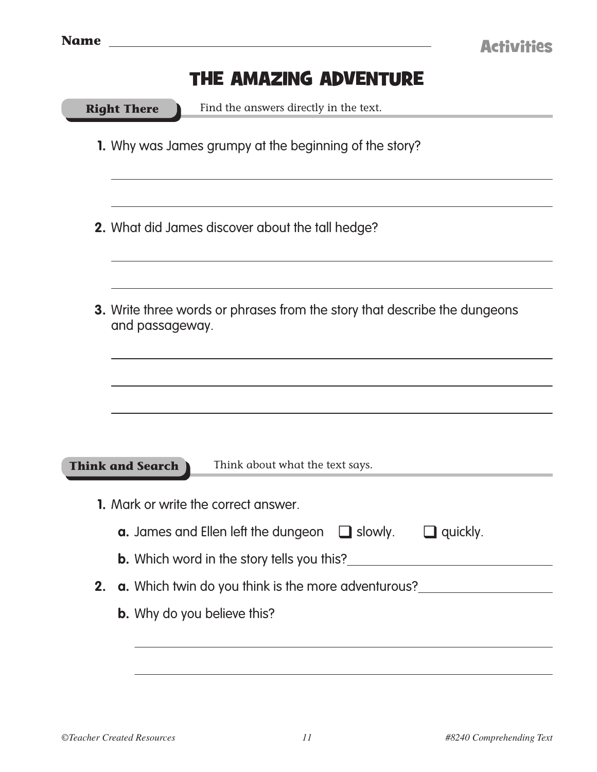Name ____________________

Activities

# THE AMAZING ADVENTURE

**Right There** Find the answers directly in the text.

1. Why was James grumpy at the beginning of the story?

_______________________________________________

_______________________________________________

2. What did James discover about the tall hedge?

_______________________________________________

_______________________________________________

3. Write three words or phrases from the story that describe the dungeons and passageway.

_______________________________________________

_______________________________________________

_______________________________________________

**Think and Search** Think about what the text says.

1. Mark or write the correct answer.

   **a.** James and Ellen left the dungeon ❑ slowly. ❑ quickly.

   **b.** Which word in the story tells you this? ____________________

2. **a.** Which twin do you think is the more adventurous? ____________________

   **b.** Why do you believe this?

   _______________________________________________

   _______________________________________________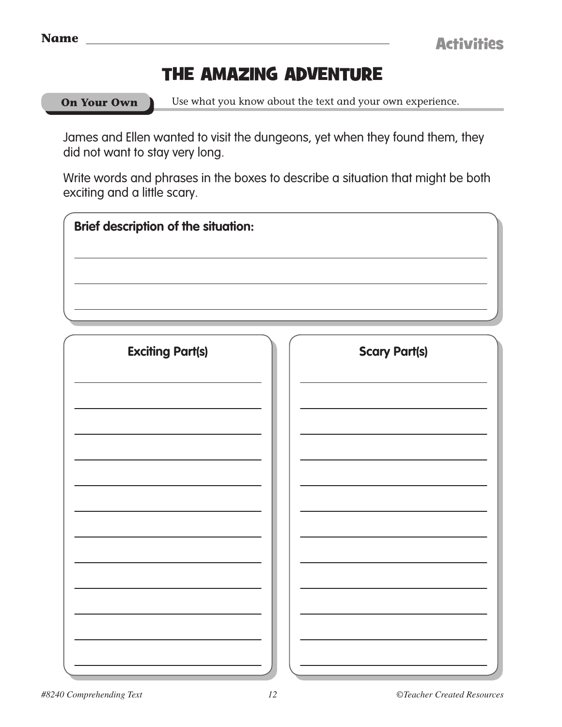Name ______________________________

Activities

# THE AMAZING ADVENTURE

**On Your Own** Use what you know about the text and your own experience.

James and Ellen wanted to visit the dungeons, yet when they found them, they did not want to stay very long.

Write words and phrases in the boxes to describe a situation that might be both exciting and a little scary.

**Brief description of the situation:**

______________________________

______________________________

______________________________

| Exciting Part(s) | Scary Part(s) |
|---|---|
| | |
| | |
| | |
| | |
| | |
| | |
| | |
| | |
| | |
| | |
| | |
| | |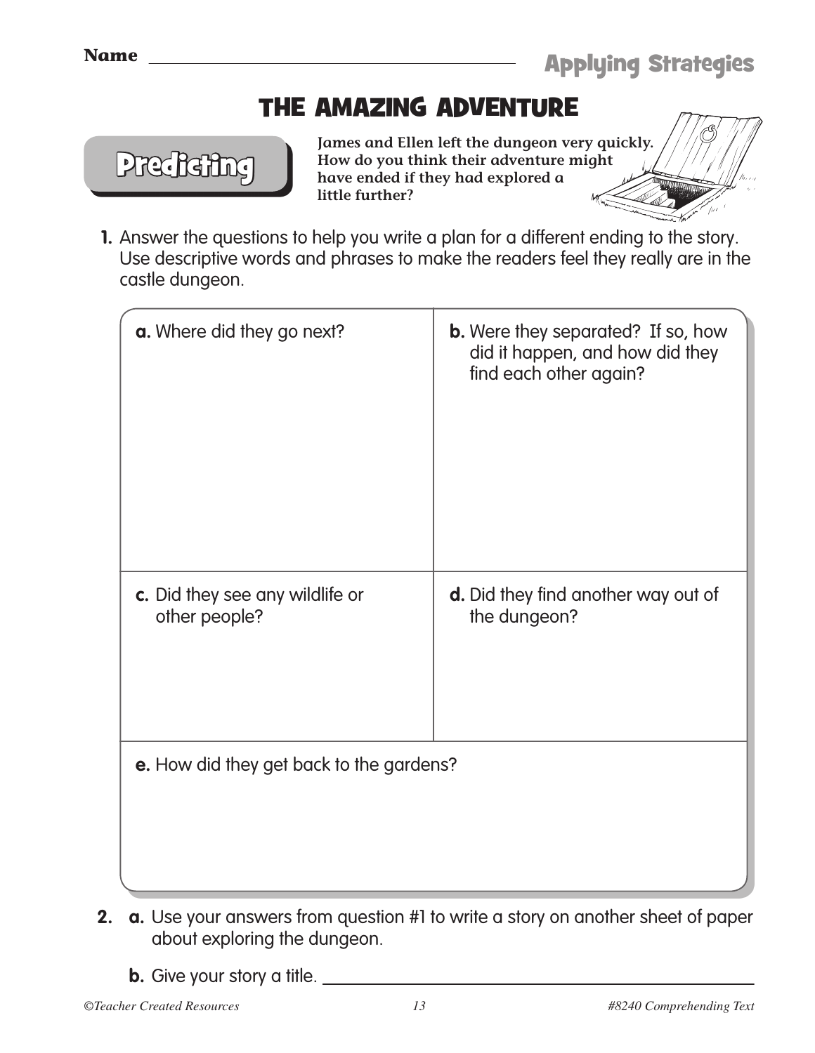Name ______________________________

Applying Strategies

# THE AMAZING ADVENTURE

## Predicting

**James and Ellen left the dungeon very quickly. How do you think their adventure might have ended if they had explored a little further?**

**1.** Answer the questions to help you write a plan for a different ending to the story. Use descriptive words and phrases to make the readers feel they really are in the castle dungeon.

| | |
|---|---|
| **a.** Where did they go next? | **b.** Were they separated? If so, how did it happen, and how did they find each other again? |
| **c.** Did they see any wildlife or other people? | **d.** Did they find another way out of the dungeon? |
| **e.** How did they get back to the gardens? | |

**2.** **a.** Use your answers from question #1 to write a story on another sheet of paper about exploring the dungeon.

**b.** Give your story a title. ______________________________